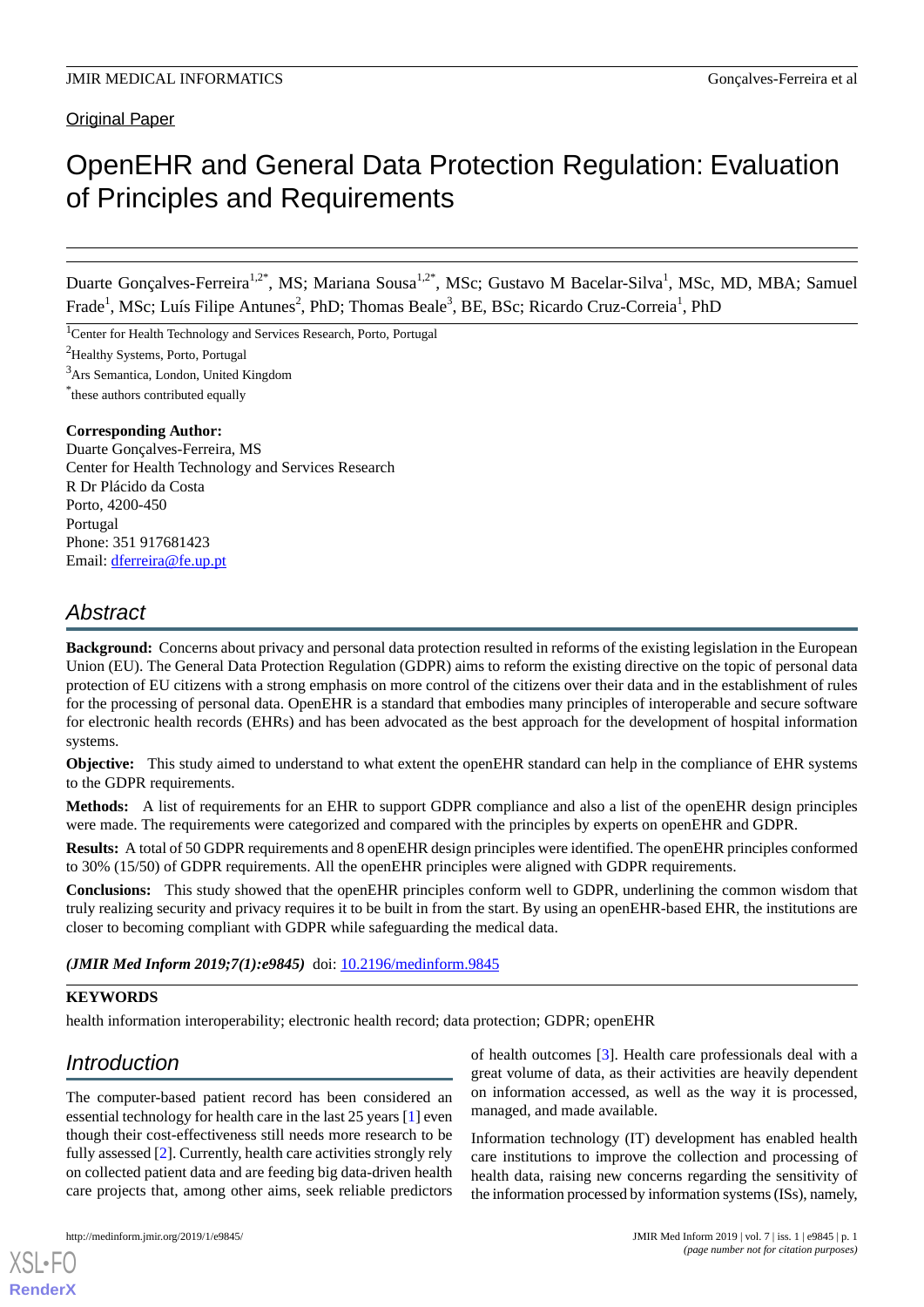Original Paper

# OpenEHR and General Data Protection Regulation: Evaluation of Principles and Requirements

Duarte Gonçalves-Ferreira[1,2*], MS; Mariana Sousa[1,2*], MSc; Gustavo M Bacelar-Silva[1], MSc, MD, MBA; Samuel Frade[1], MSc; Luís Filipe Antunes[2], PhD; Thomas Beale[3], BE, BSc; Ricardo Cruz-Correia[1], PhD

[1]Center for Health Technology and Services Research, Porto, Portugal

[2]Healthy Systems, Porto, Portugal

[3]Ars Semantica, London, United Kingdom

[*]these authors contributed equally

**Corresponding Author:**
Duarte Gonçalves-Ferreira, MS
Center for Health Technology and Services Research
R Dr Plácido da Costa
Porto, 4200-450
Portugal
Phone: 351 917681423
Email: dferreira@fe.up.pt

## Abstract

**Background:** Concerns about privacy and personal data protection resulted in reforms of the existing legislation in the European Union (EU). The General Data Protection Regulation (GDPR) aims to reform the existing directive on the topic of personal data protection of EU citizens with a strong emphasis on more control of the citizens over their data and in the establishment of rules for the processing of personal data. OpenEHR is a standard that embodies many principles of interoperable and secure software for electronic health records (EHRs) and has been advocated as the best approach for the development of hospital information systems.

**Objective:** This study aimed to understand to what extent the openEHR standard can help in the compliance of EHR systems to the GDPR requirements.

**Methods:** A list of requirements for an EHR to support GDPR compliance and also a list of the openEHR design principles were made. The requirements were categorized and compared with the principles by experts on openEHR and GDPR.

**Results:** A total of 50 GDPR requirements and 8 openEHR design principles were identified. The openEHR principles conformed to 30% (15/50) of GDPR requirements. All the openEHR principles were aligned with GDPR requirements.

**Conclusions:** This study showed that the openEHR principles conform well to GDPR, underlining the common wisdom that truly realizing security and privacy requires it to be built in from the start. By using an openEHR-based EHR, the institutions are closer to becoming compliant with GDPR while safeguarding the medical data.

***(JMIR Med Inform 2019;7(1):e9845)*** doi: 10.2196/medinform.9845

**KEYWORDS**

health information interoperability; electronic health record; data protection; GDPR; openEHR

## Introduction

The computer-based patient record has been considered an essential technology for health care in the last 25 years [1] even though their cost-effectiveness still needs more research to be fully assessed [2]. Currently, health care activities strongly rely on collected patient data and are feeding big data-driven health care projects that, among other aims, seek reliable predictors of health outcomes [3]. Health care professionals deal with a great volume of data, as their activities are heavily dependent on information accessed, as well as the way it is processed, managed, and made available.

Information technology (IT) development has enabled health care institutions to improve the collection and processing of health data, raising new concerns regarding the sensitivity of the information processed by information systems (ISs), namely,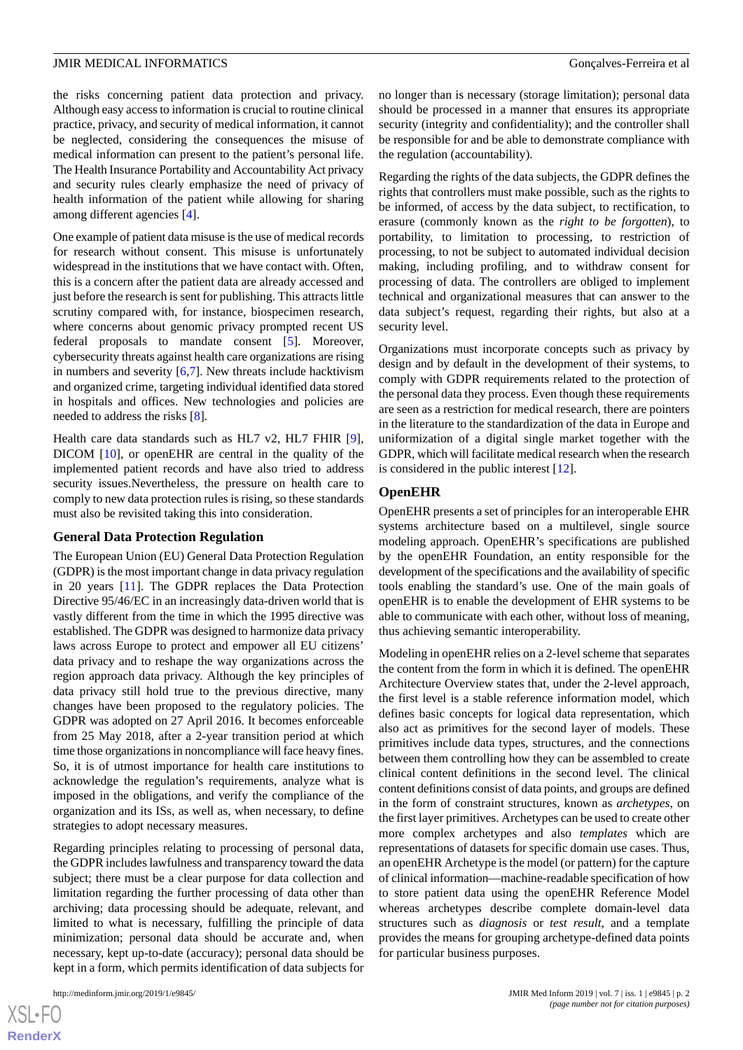the risks concerning patient data protection and privacy. Although easy access to information is crucial to routine clinical practice, privacy, and security of medical information, it cannot be neglected, considering the consequences the misuse of medical information can present to the patient's personal life. The Health Insurance Portability and Accountability Act privacy and security rules clearly emphasize the need of privacy of health information of the patient while allowing for sharing among different agencies [4].

One example of patient data misuse is the use of medical records for research without consent. This misuse is unfortunately widespread in the institutions that we have contact with. Often, this is a concern after the patient data are already accessed and just before the research is sent for publishing. This attracts little scrutiny compared with, for instance, biospecimen research, where concerns about genomic privacy prompted recent US federal proposals to mandate consent [5]. Moreover, cybersecurity threats against health care organizations are rising in numbers and severity [6,7]. New threats include hacktivism and organized crime, targeting individual identified data stored in hospitals and offices. New technologies and policies are needed to address the risks [8].

Health care data standards such as HL7 v2, HL7 FHIR [9], DICOM [10], or openEHR are central in the quality of the implemented patient records and have also tried to address security issues.Nevertheless, the pressure on health care to comply to new data protection rules is rising, so these standards must also be revisited taking this into consideration.

### General Data Protection Regulation

The European Union (EU) General Data Protection Regulation (GDPR) is the most important change in data privacy regulation in 20 years [11]. The GDPR replaces the Data Protection Directive 95/46/EC in an increasingly data-driven world that is vastly different from the time in which the 1995 directive was established. The GDPR was designed to harmonize data privacy laws across Europe to protect and empower all EU citizens' data privacy and to reshape the way organizations across the region approach data privacy. Although the key principles of data privacy still hold true to the previous directive, many changes have been proposed to the regulatory policies. The GDPR was adopted on 27 April 2016. It becomes enforceable from 25 May 2018, after a 2-year transition period at which time those organizations in noncompliance will face heavy fines. So, it is of utmost importance for health care institutions to acknowledge the regulation's requirements, analyze what is imposed in the obligations, and verify the compliance of the organization and its ISs, as well as, when necessary, to define strategies to adopt necessary measures.

Regarding principles relating to processing of personal data, the GDPR includes lawfulness and transparency toward the data subject; there must be a clear purpose for data collection and limitation regarding the further processing of data other than archiving; data processing should be adequate, relevant, and limited to what is necessary, fulfilling the principle of data minimization; personal data should be accurate and, when necessary, kept up-to-date (accuracy); personal data should be kept in a form, which permits identification of data subjects for no longer than is necessary (storage limitation); personal data should be processed in a manner that ensures its appropriate security (integrity and confidentiality); and the controller shall be responsible for and be able to demonstrate compliance with the regulation (accountability).

Regarding the rights of the data subjects, the GDPR defines the rights that controllers must make possible, such as the rights to be informed, of access by the data subject, to rectification, to erasure (commonly known as the *right to be forgotten*), to portability, to limitation to processing, to restriction of processing, to not be subject to automated individual decision making, including profiling, and to withdraw consent for processing of data. The controllers are obliged to implement technical and organizational measures that can answer to the data subject's request, regarding their rights, but also at a security level.

Organizations must incorporate concepts such as privacy by design and by default in the development of their systems, to comply with GDPR requirements related to the protection of the personal data they process. Even though these requirements are seen as a restriction for medical research, there are pointers in the literature to the standardization of the data in Europe and uniformization of a digital single market together with the GDPR, which will facilitate medical research when the research is considered in the public interest [12].

### OpenEHR

OpenEHR presents a set of principles for an interoperable EHR systems architecture based on a multilevel, single source modeling approach. OpenEHR's specifications are published by the openEHR Foundation, an entity responsible for the development of the specifications and the availability of specific tools enabling the standard's use. One of the main goals of openEHR is to enable the development of EHR systems to be able to communicate with each other, without loss of meaning, thus achieving semantic interoperability.

Modeling in openEHR relies on a 2-level scheme that separates the content from the form in which it is defined. The openEHR Architecture Overview states that, under the 2-level approach, the first level is a stable reference information model, which defines basic concepts for logical data representation, which also act as primitives for the second layer of models. These primitives include data types, structures, and the connections between them controlling how they can be assembled to create clinical content definitions in the second level. The clinical content definitions consist of data points, and groups are defined in the form of constraint structures, known as *archetypes*, on the first layer primitives. Archetypes can be used to create other more complex archetypes and also *templates* which are representations of datasets for specific domain use cases. Thus, an openEHR Archetype is the model (or pattern) for the capture of clinical information—machine-readable specification of how to store patient data using the openEHR Reference Model whereas archetypes describe complete domain-level data structures such as *diagnosis* or *test result*, and a template provides the means for grouping archetype-defined data points for particular business purposes.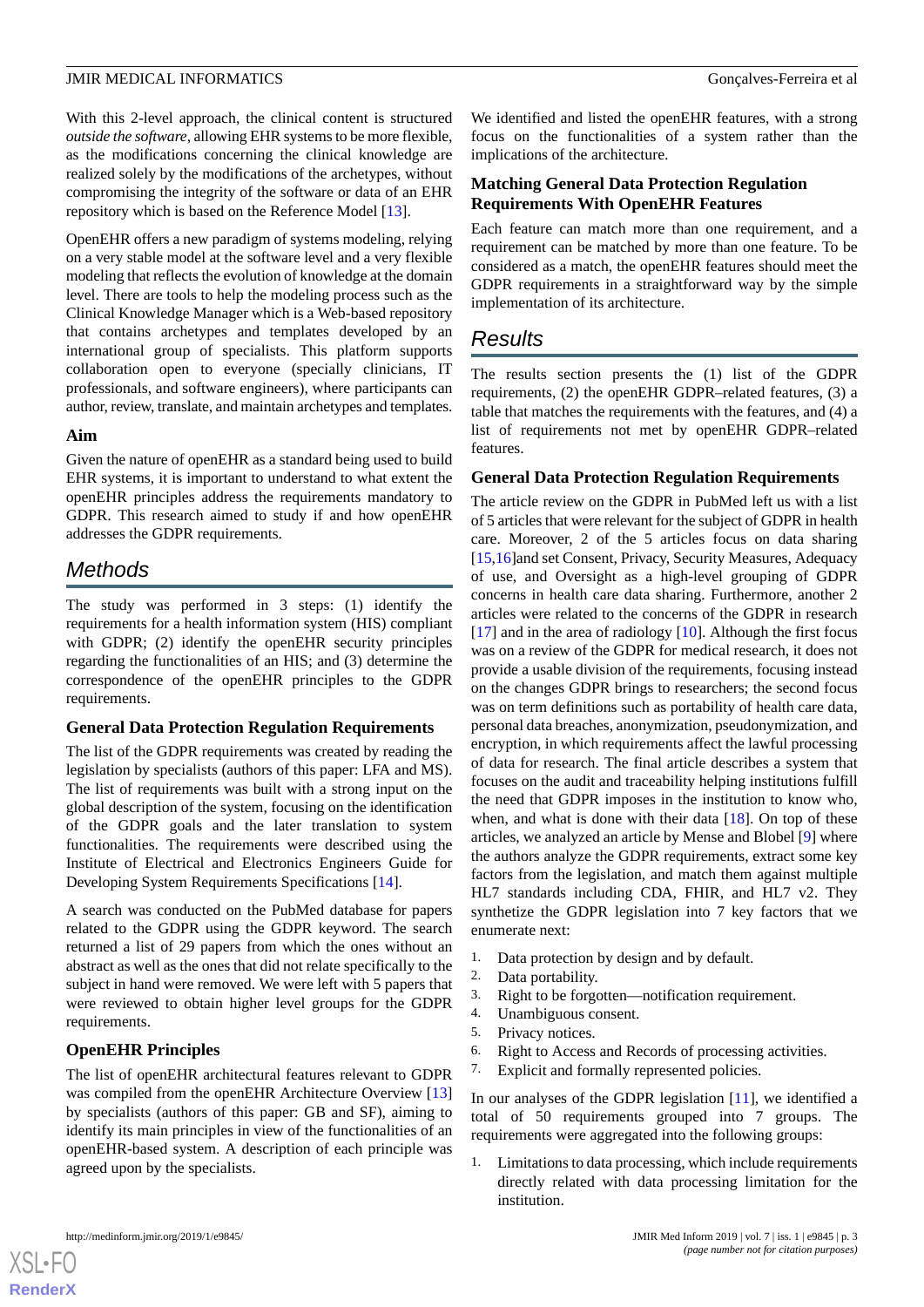With this 2-level approach, the clinical content is structured *outside the software*, allowing EHR systems to be more flexible, as the modifications concerning the clinical knowledge are realized solely by the modifications of the archetypes, without compromising the integrity of the software or data of an EHR repository which is based on the Reference Model [13].

OpenEHR offers a new paradigm of systems modeling, relying on a very stable model at the software level and a very flexible modeling that reflects the evolution of knowledge at the domain level. There are tools to help the modeling process such as the Clinical Knowledge Manager which is a Web-based repository that contains archetypes and templates developed by an international group of specialists. This platform supports collaboration open to everyone (specially clinicians, IT professionals, and software engineers), where participants can author, review, translate, and maintain archetypes and templates.

### Aim

Given the nature of openEHR as a standard being used to build EHR systems, it is important to understand to what extent the openEHR principles address the requirements mandatory to GDPR. This research aimed to study if and how openEHR addresses the GDPR requirements.

## Methods

The study was performed in 3 steps: (1) identify the requirements for a health information system (HIS) compliant with GDPR; (2) identify the openEHR security principles regarding the functionalities of an HIS; and (3) determine the correspondence of the openEHR principles to the GDPR requirements.

### General Data Protection Regulation Requirements

The list of the GDPR requirements was created by reading the legislation by specialists (authors of this paper: LFA and MS). The list of requirements was built with a strong input on the global description of the system, focusing on the identification of the GDPR goals and the later translation to system functionalities. The requirements were described using the Institute of Electrical and Electronics Engineers Guide for Developing System Requirements Specifications [14].

A search was conducted on the PubMed database for papers related to the GDPR using the GDPR keyword. The search returned a list of 29 papers from which the ones without an abstract as well as the ones that did not relate specifically to the subject in hand were removed. We were left with 5 papers that were reviewed to obtain higher level groups for the GDPR requirements.

### OpenEHR Principles

The list of openEHR architectural features relevant to GDPR was compiled from the openEHR Architecture Overview [13] by specialists (authors of this paper: GB and SF), aiming to identify its main principles in view of the functionalities of an openEHR-based system. A description of each principle was agreed upon by the specialists.

We identified and listed the openEHR features, with a strong focus on the functionalities of a system rather than the implications of the architecture.

### Matching General Data Protection Regulation Requirements With OpenEHR Features

Each feature can match more than one requirement, and a requirement can be matched by more than one feature. To be considered as a match, the openEHR features should meet the GDPR requirements in a straightforward way by the simple implementation of its architecture.

## Results

The results section presents the (1) list of the GDPR requirements, (2) the openEHR GDPR–related features, (3) a table that matches the requirements with the features, and (4) a list of requirements not met by openEHR GDPR–related features.

### General Data Protection Regulation Requirements

The article review on the GDPR in PubMed left us with a list of 5 articles that were relevant for the subject of GDPR in health care. Moreover, 2 of the 5 articles focus on data sharing [15,16]and set Consent, Privacy, Security Measures, Adequacy of use, and Oversight as a high-level grouping of GDPR concerns in health care data sharing. Furthermore, another 2 articles were related to the concerns of the GDPR in research [17] and in the area of radiology [10]. Although the first focus was on a review of the GDPR for medical research, it does not provide a usable division of the requirements, focusing instead on the changes GDPR brings to researchers; the second focus was on term definitions such as portability of health care data, personal data breaches, anonymization, pseudonymization, and encryption, in which requirements affect the lawful processing of data for research. The final article describes a system that focuses on the audit and traceability helping institutions fulfill the need that GDPR imposes in the institution to know who, when, and what is done with their data [18]. On top of these articles, we analyzed an article by Mense and Blobel [9] where the authors analyze the GDPR requirements, extract some key factors from the legislation, and match them against multiple HL7 standards including CDA, FHIR, and HL7 v2. They synthesize the GDPR legislation into 7 key factors that we enumerate next:

1. Data protection by design and by default.
2. Data portability.
3. Right to be forgotten—notification requirement.
4. Unambiguous consent.
5. Privacy notices.
6. Right to Access and Records of processing activities.
7. Explicit and formally represented policies.

In our analyses of the GDPR legislation [11], we identified a total of 50 requirements grouped into 7 groups. The requirements were aggregated into the following groups:

1. Limitations to data processing, which include requirements directly related with data processing limitation for the institution.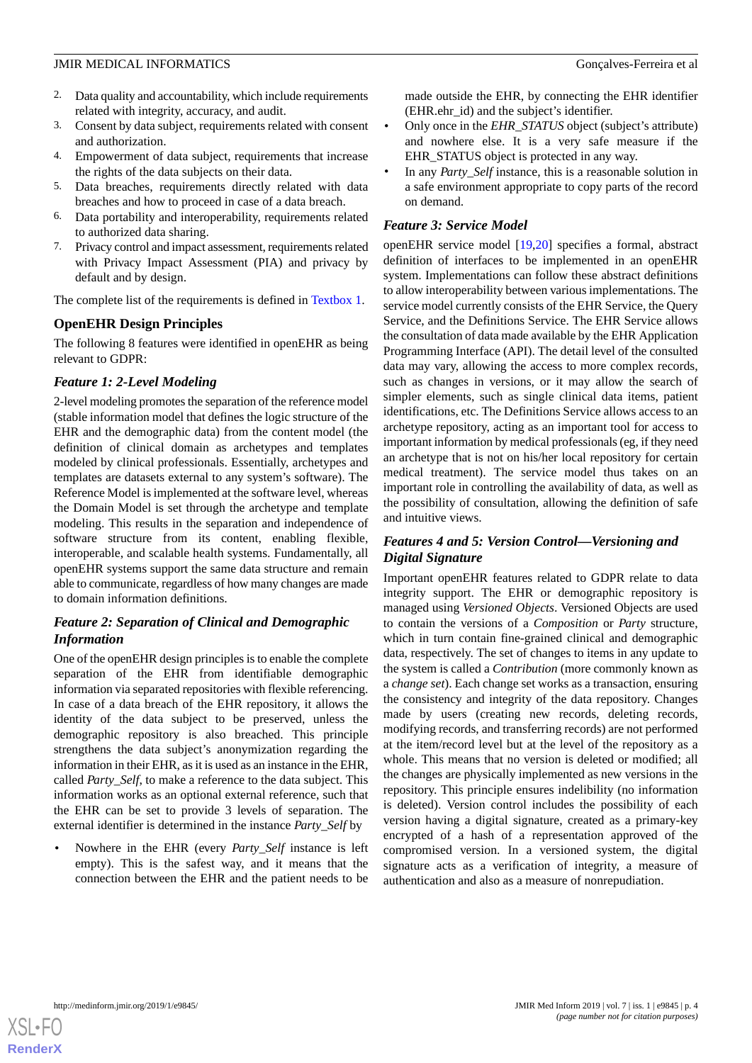2. Data quality and accountability, which include requirements related with integrity, accuracy, and audit.
3. Consent by data subject, requirements related with consent and authorization.
4. Empowerment of data subject, requirements that increase the rights of the data subjects on their data.
5. Data breaches, requirements directly related with data breaches and how to proceed in case of a data breach.
6. Data portability and interoperability, requirements related to authorized data sharing.
7. Privacy control and impact assessment, requirements related with Privacy Impact Assessment (PIA) and privacy by default and by design.

The complete list of the requirements is defined in Textbox 1.

## OpenEHR Design Principles

The following 8 features were identified in openEHR as being relevant to GDPR:

### *Feature 1: 2-Level Modeling*

2-level modeling promotes the separation of the reference model (stable information model that defines the logic structure of the EHR and the demographic data) from the content model (the definition of clinical domain as archetypes and templates modeled by clinical professionals. Essentially, archetypes and templates are datasets external to any system's software). The Reference Model is implemented at the software level, whereas the Domain Model is set through the archetype and template modeling. This results in the separation and independence of software structure from its content, enabling flexible, interoperable, and scalable health systems. Fundamentally, all openEHR systems support the same data structure and remain able to communicate, regardless of how many changes are made to domain information definitions.

### *Feature 2: Separation of Clinical and Demographic Information*

One of the openEHR design principles is to enable the complete separation of the EHR from identifiable demographic information via separated repositories with flexible referencing. In case of a data breach of the EHR repository, it allows the identity of the data subject to be preserved, unless the demographic repository is also breached. This principle strengthens the data subject's anonymization regarding the information in their EHR, as it is used as an instance in the EHR, called *Party_Self*, to make a reference to the data subject. This information works as an optional external reference, such that the EHR can be set to provide 3 levels of separation. The external identifier is determined in the instance *Party_Self* by

- Nowhere in the EHR (every *Party_Self* instance is left empty). This is the safest way, and it means that the connection between the EHR and the patient needs to be made outside the EHR, by connecting the EHR identifier (EHR.ehr_id) and the subject's identifier.
- Only once in the *EHR_STATUS* object (subject's attribute) and nowhere else. It is a very safe measure if the EHR_STATUS object is protected in any way.
- In any *Party_Self* instance, this is a reasonable solution in a safe environment appropriate to copy parts of the record on demand.

### *Feature 3: Service Model*

openEHR service model [19,20] specifies a formal, abstract definition of interfaces to be implemented in an openEHR system. Implementations can follow these abstract definitions to allow interoperability between various implementations. The service model currently consists of the EHR Service, the Query Service, and the Definitions Service. The EHR Service allows the consultation of data made available by the EHR Application Programming Interface (API). The detail level of the consulted data may vary, allowing the access to more complex records, such as changes in versions, or it may allow the search of simpler elements, such as single clinical data items, patient identifications, etc. The Definitions Service allows access to an archetype repository, acting as an important tool for access to important information by medical professionals (eg, if they need an archetype that is not on his/her local repository for certain medical treatment). The service model thus takes on an important role in controlling the availability of data, as well as the possibility of consultation, allowing the definition of safe and intuitive views.

### *Features 4 and 5: Version Control—Versioning and Digital Signature*

Important openEHR features related to GDPR relate to data integrity support. The EHR or demographic repository is managed using *Versioned Objects*. Versioned Objects are used to contain the versions of a *Composition* or *Party* structure, which in turn contain fine-grained clinical and demographic data, respectively. The set of changes to items in any update to the system is called a *Contribution* (more commonly known as a *change set*). Each change set works as a transaction, ensuring the consistency and integrity of the data repository. Changes made by users (creating new records, deleting records, modifying records, and transferring records) are not performed at the item/record level but at the level of the repository as a whole. This means that no version is deleted or modified; all the changes are physically implemented as new versions in the repository. This principle ensures indelibility (no information is deleted). Version control includes the possibility of each version having a digital signature, created as a primary-key encrypted of a hash of a representation approved of the compromised version. In a versioned system, the digital signature acts as a verification of integrity, a measure of authentication and also as a measure of nonrepudiation.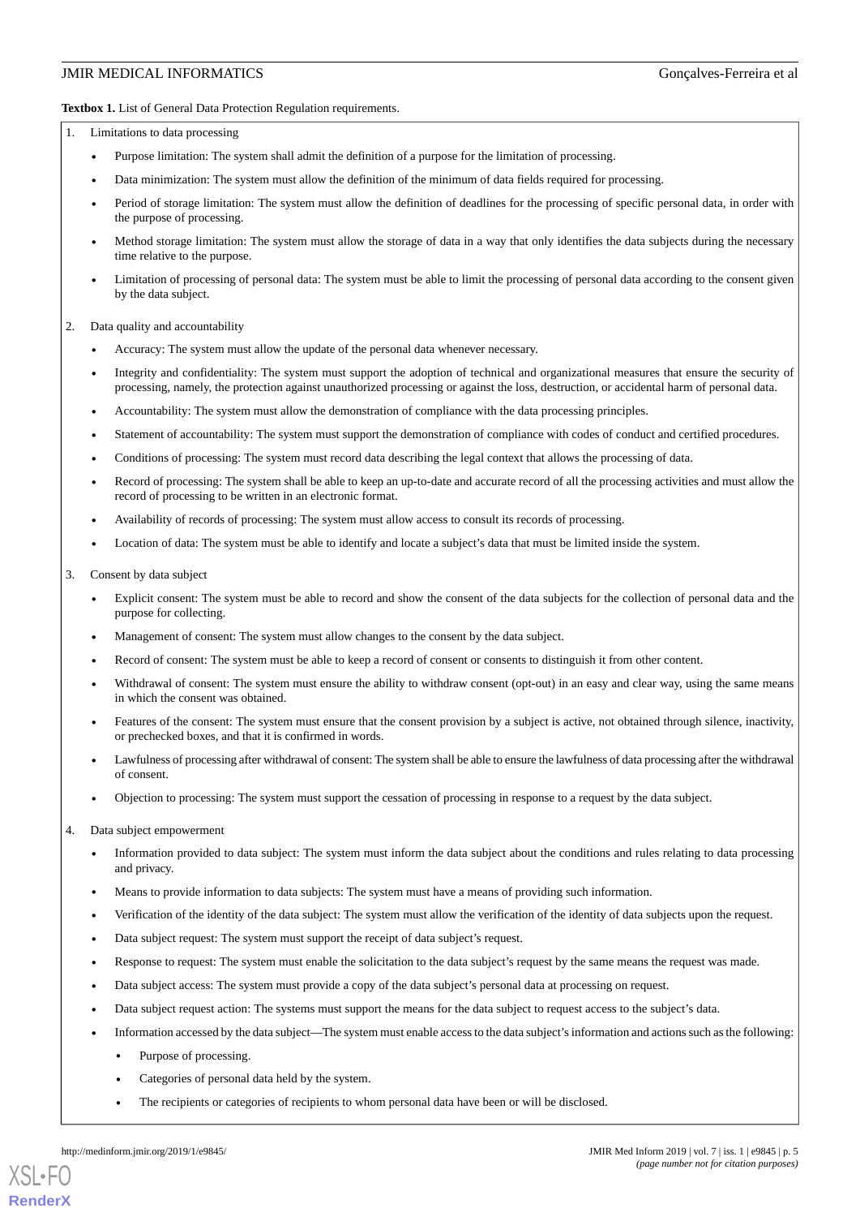**Textbox 1.** List of General Data Protection Regulation requirements.

1. Limitations to data processing
   - Purpose limitation: The system shall admit the definition of a purpose for the limitation of processing.
   - Data minimization: The system must allow the definition of the minimum of data fields required for processing.
   - Period of storage limitation: The system must allow the definition of deadlines for the processing of specific personal data, in order with the purpose of processing.
   - Method storage limitation: The system must allow the storage of data in a way that only identifies the data subjects during the necessary time relative to the purpose.
   - Limitation of processing of personal data: The system must be able to limit the processing of personal data according to the consent given by the data subject.
2. Data quality and accountability
   - Accuracy: The system must allow the update of the personal data whenever necessary.
   - Integrity and confidentiality: The system must support the adoption of technical and organizational measures that ensure the security of processing, namely, the protection against unauthorized processing or against the loss, destruction, or accidental harm of personal data.
   - Accountability: The system must allow the demonstration of compliance with the data processing principles.
   - Statement of accountability: The system must support the demonstration of compliance with codes of conduct and certified procedures.
   - Conditions of processing: The system must record data describing the legal context that allows the processing of data.
   - Record of processing: The system shall be able to keep an up-to-date and accurate record of all the processing activities and must allow the record of processing to be written in an electronic format.
   - Availability of records of processing: The system must allow access to consult its records of processing.
   - Location of data: The system must be able to identify and locate a subject's data that must be limited inside the system.
3. Consent by data subject
   - Explicit consent: The system must be able to record and show the consent of the data subjects for the collection of personal data and the purpose for collecting.
   - Management of consent: The system must allow changes to the consent by the data subject.
   - Record of consent: The system must be able to keep a record of consent or consents to distinguish it from other content.
   - Withdrawal of consent: The system must ensure the ability to withdraw consent (opt-out) in an easy and clear way, using the same means in which the consent was obtained.
   - Features of the consent: The system must ensure that the consent provision by a subject is active, not obtained through silence, inactivity, or prechecked boxes, and that it is confirmed in words.
   - Lawfulness of processing after withdrawal of consent: The system shall be able to ensure the lawfulness of data processing after the withdrawal of consent.
   - Objection to processing: The system must support the cessation of processing in response to a request by the data subject.
4. Data subject empowerment
   - Information provided to data subject: The system must inform the data subject about the conditions and rules relating to data processing and privacy.
   - Means to provide information to data subjects: The system must have a means of providing such information.
   - Verification of the identity of the data subject: The system must allow the verification of the identity of data subjects upon the request.
   - Data subject request: The system must support the receipt of data subject's request.
   - Response to request: The system must enable the solicitation to the data subject's request by the same means the request was made.
   - Data subject access: The system must provide a copy of the data subject's personal data at processing on request.
   - Data subject request action: The systems must support the means for the data subject to request access to the subject's data.
   - Information accessed by the data subject—The system must enable access to the data subject's information and actions such as the following:
     - Purpose of processing.
     - Categories of personal data held by the system.
     - The recipients or categories of recipients to whom personal data have been or will be disclosed.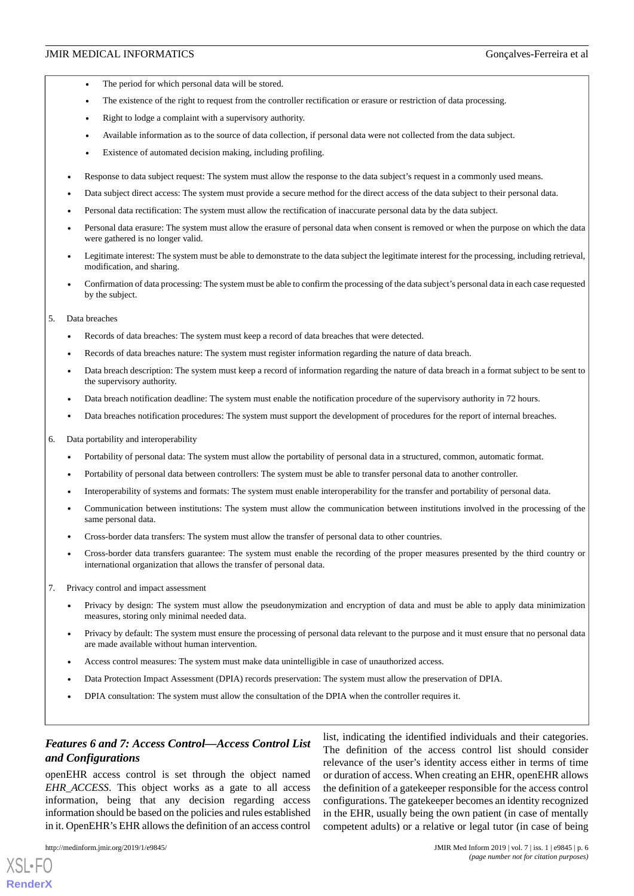- The period for which personal data will be stored.
  - The existence of the right to request from the controller rectification or erasure or restriction of data processing.
  - Right to lodge a complaint with a supervisory authority.
  - Available information as to the source of data collection, if personal data were not collected from the data subject.
  - Existence of automated decision making, including profiling.

- Response to data subject request: The system must allow the response to the data subject's request in a commonly used means.
- Data subject direct access: The system must provide a secure method for the direct access of the data subject to their personal data.
- Personal data rectification: The system must allow the rectification of inaccurate personal data by the data subject.
- Personal data erasure: The system must allow the erasure of personal data when consent is removed or when the purpose on which the data were gathered is no longer valid.
- Legitimate interest: The system must be able to demonstrate to the data subject the legitimate interest for the processing, including retrieval, modification, and sharing.
- Confirmation of data processing: The system must be able to confirm the processing of the data subject's personal data in each case requested by the subject.

5. Data breaches

- Records of data breaches: The system must keep a record of data breaches that were detected.
- Records of data breaches nature: The system must register information regarding the nature of data breach.
- Data breach description: The system must keep a record of information regarding the nature of data breach in a format subject to be sent to the supervisory authority.
- Data breach notification deadline: The system must enable the notification procedure of the supervisory authority in 72 hours.
- Data breaches notification procedures: The system must support the development of procedures for the report of internal breaches.

6. Data portability and interoperability

- Portability of personal data: The system must allow the portability of personal data in a structured, common, automatic format.
- Portability of personal data between controllers: The system must be able to transfer personal data to another controller.
- Interoperability of systems and formats: The system must enable interoperability for the transfer and portability of personal data.
- Communication between institutions: The system must allow the communication between institutions involved in the processing of the same personal data.
- Cross-border data transfers: The system must allow the transfer of personal data to other countries.
- Cross-border data transfers guarantee: The system must enable the recording of the proper measures presented by the third country or international organization that allows the transfer of personal data.

7. Privacy control and impact assessment

- Privacy by design: The system must allow the pseudonymization and encryption of data and must be able to apply data minimization measures, storing only minimal needed data.
- Privacy by default: The system must ensure the processing of personal data relevant to the purpose and it must ensure that no personal data are made available without human intervention.
- Access control measures: The system must make data unintelligible in case of unauthorized access.
- Data Protection Impact Assessment (DPIA) records preservation: The system must allow the preservation of DPIA.
- DPIA consultation: The system must allow the consultation of the DPIA when the controller requires it.

### *Features 6 and 7: Access Control—Access Control List and Configurations*

openEHR access control is set through the object named *EHR_ACCESS*. This object works as a gate to all access information, being that any decision regarding access information should be based on the policies and rules established in it. OpenEHR's EHR allows the definition of an access control list, indicating the identified individuals and their categories. The definition of the access control list should consider relevance of the user's identity access either in terms of time or duration of access. When creating an EHR, openEHR allows the definition of a gatekeeper responsible for the access control configurations. The gatekeeper becomes an identity recognized in the EHR, usually being the own patient (in case of mentally competent adults) or a relative or legal tutor (in case of being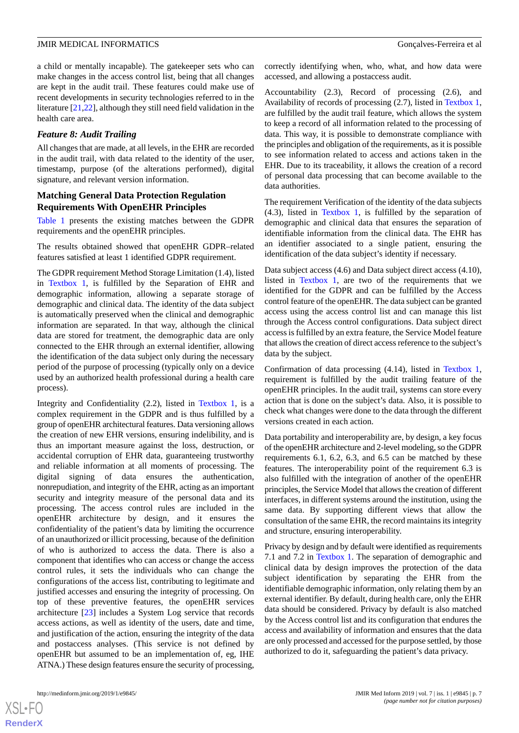a child or mentally incapable). The gatekeeper sets who can make changes in the access control list, being that all changes are kept in the audit trail. These features could make use of recent developments in security technologies referred to in the literature [21,22], although they still need field validation in the health care area.

### *Feature 8: Audit Trailing*

All changes that are made, at all levels, in the EHR are recorded in the audit trail, with data related to the identity of the user, timestamp, purpose (of the alterations performed), digital signature, and relevant version information.

## Matching General Data Protection Regulation Requirements With OpenEHR Principles

Table 1 presents the existing matches between the GDPR requirements and the openEHR principles.

The results obtained showed that openEHR GDPR–related features satisfied at least 1 identified GDPR requirement.

The GDPR requirement Method Storage Limitation (1.4), listed in Textbox 1, is fulfilled by the Separation of EHR and demographic information, allowing a separate storage of demographic and clinical data. The identity of the data subject is automatically preserved when the clinical and demographic information are separated. In that way, although the clinical data are stored for treatment, the demographic data are only connected to the EHR through an external identifier, allowing the identification of the data subject only during the necessary period of the purpose of processing (typically only on a device used by an authorized health professional during a health care process).

Integrity and Confidentiality (2.2), listed in Textbox 1, is a complex requirement in the GDPR and is thus fulfilled by a group of openEHR architectural features. Data versioning allows the creation of new EHR versions, ensuring indelibility, and is thus an important measure against the loss, destruction, or accidental corruption of EHR data, guaranteeing trustworthy and reliable information at all moments of processing. The digital signing of data ensures the authentication, nonrepudiation, and integrity of the EHR, acting as an important security and integrity measure of the personal data and its processing. The access control rules are included in the openEHR architecture by design, and it ensures the confidentiality of the patient's data by limiting the occurrence of an unauthorized or illicit processing, because of the definition of who is authorized to access the data. There is also a component that identifies who can access or change the access control rules, it sets the individuals who can change the configurations of the access list, contributing to legitimate and justified accesses and ensuring the integrity of processing. On top of these preventive features, the openEHR services architecture [23] includes a System Log service that records access actions, as well as identity of the users, date and time, and justification of the action, ensuring the integrity of the data and postaccess analyses. (This service is not defined by openEHR but assumed to be an implementation of, eg, IHE ATNA.) These design features ensure the security of processing, correctly identifying when, who, what, and how data were accessed, and allowing a postaccess audit.

Accountability (2.3), Record of processing (2.6), and Availability of records of processing (2.7), listed in Textbox 1, are fulfilled by the audit trail feature, which allows the system to keep a record of all information related to the processing of data. This way, it is possible to demonstrate compliance with the principles and obligation of the requirements, as it is possible to see information related to access and actions taken in the EHR. Due to its traceability, it allows the creation of a record of personal data processing that can become available to the data authorities.

The requirement Verification of the identity of the data subjects (4.3), listed in Textbox 1, is fulfilled by the separation of demographic and clinical data that ensures the separation of identifiable information from the clinical data. The EHR has an identifier associated to a single patient, ensuring the identification of the data subject's identity if necessary.

Data subject access (4.6) and Data subject direct access (4.10), listed in Textbox 1, are two of the requirements that we identified for the GDPR and can be fulfilled by the Access control feature of the openEHR. The data subject can be granted access using the access control list and can manage this list through the Access control configurations. Data subject direct access is fulfilled by an extra feature, the Service Model feature that allows the creation of direct access reference to the subject's data by the subject.

Confirmation of data processing (4.14), listed in Textbox 1, requirement is fulfilled by the audit trailing feature of the openEHR principles. In the audit trail, systems can store every action that is done on the subject's data. Also, it is possible to check what changes were done to the data through the different versions created in each action.

Data portability and interoperability are, by design, a key focus of the openEHR architecture and 2-level modeling, so the GDPR requirements 6.1, 6.2, 6.3, and 6.5 can be matched by these features. The interoperability point of the requirement 6.3 is also fulfilled with the integration of another of the openEHR principles, the Service Model that allows the creation of different interfaces, in different systems around the institution, using the same data. By supporting different views that allow the consultation of the same EHR, the record maintains its integrity and structure, ensuring interoperability.

Privacy by design and by default were identified as requirements 7.1 and 7.2 in Textbox 1. The separation of demographic and clinical data by design improves the protection of the data subject identification by separating the EHR from the identifiable demographic information, only relating them by an external identifier. By default, during health care, only the EHR data should be considered. Privacy by default is also matched by the Access control list and its configuration that endures the access and availability of information and ensures that the data are only processed and accessed for the purpose settled, by those authorized to do it, safeguarding the patient's data privacy.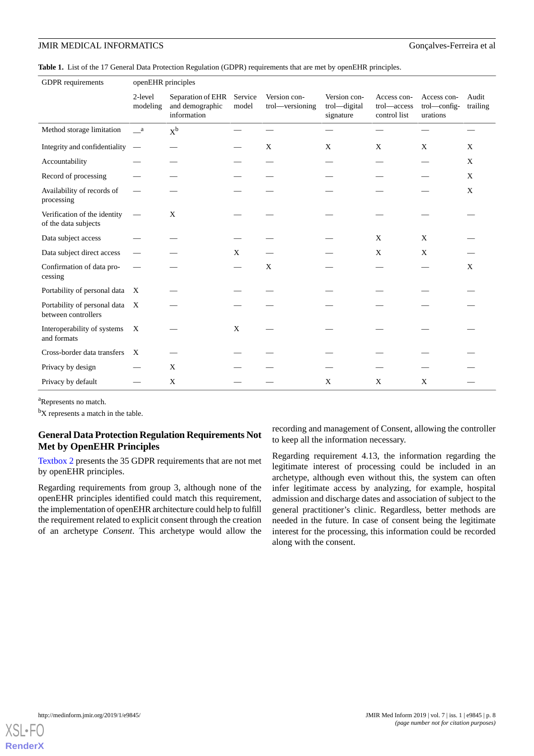**Table 1.** List of the 17 General Data Protection Regulation (GDPR) requirements that are met by openEHR principles.

| GDPR requirements | openEHR principles | | | | | | | |
|---|---|---|---|---|---|---|---|---|
| | 2-level modeling | Separation of EHR and demographic information | Service model | Version control—versioning | Version control—digital signature | Access control—access control list | Access control—configurations | Audit trailing |
| Method storage limitation | —[a] | X[b] | — | — | — | — | — | — |
| Integrity and confidentiality | — | — | — | X | X | X | X | X |
| Accountability | — | — | — | — | — | — | — | X |
| Record of processing | — | — | — | — | — | — | — | X |
| Availability of records of processing | — | — | — | — | — | — | — | X |
| Verification of the identity of the data subjects | — | X | — | — | — | — | — | — |
| Data subject access | — | — | — | — | — | X | X | — |
| Data subject direct access | — | — | X | — | — | X | X | — |
| Confirmation of data processing | — | — | — | X | — | — | — | X |
| Portability of personal data | X | — | — | — | — | — | — | — |
| Portability of personal data between controllers | X | — | — | — | — | — | — | — |
| Interoperability of systems and formats | X | — | X | — | — | — | — | — |
| Cross-border data transfers | X | — | — | — | — | — | — | — |
| Privacy by design | — | X | — | — | — | — | — | — |
| Privacy by default | — | X | — | — | X | X | X | — |

[a]Represents no match.

[b]X represents a match in the table.

### General Data Protection Regulation Requirements Not Met by OpenEHR Principles

Textbox 2 presents the 35 GDPR requirements that are not met by openEHR principles.

Regarding requirements from group 3, although none of the openEHR principles identified could match this requirement, the implementation of openEHR architecture could help to fulfill the requirement related to explicit consent through the creation of an archetype *Consent*. This archetype would allow the recording and management of Consent, allowing the controller to keep all the information necessary.

Regarding requirement 4.13, the information regarding the legitimate interest of processing could be included in an archetype, although even without this, the system can often infer legitimate access by analyzing, for example, hospital admission and discharge dates and association of subject to the general practitioner's clinic. Regardless, better methods are needed in the future. In case of consent being the legitimate interest for the processing, this information could be recorded along with the consent.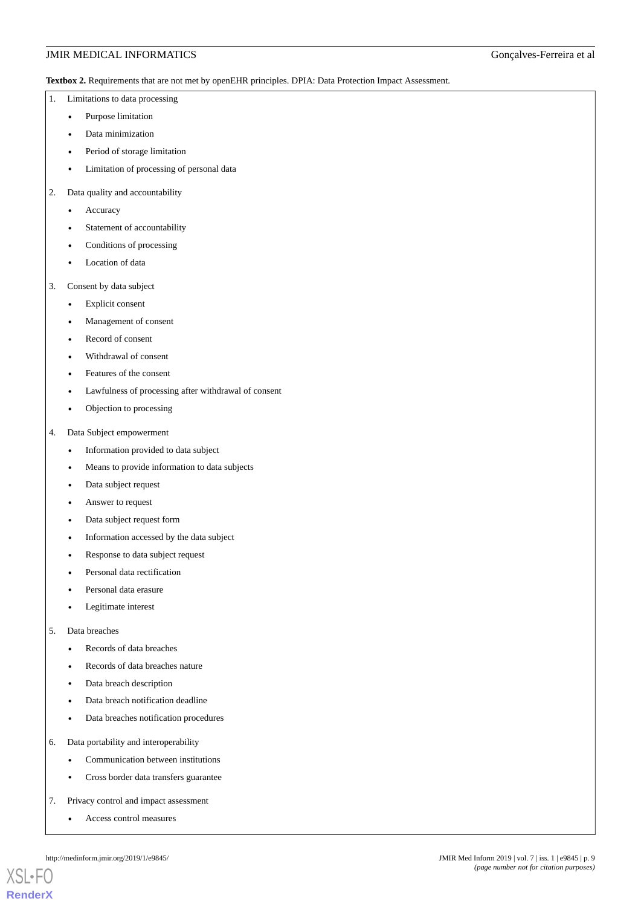**Textbox 2.** Requirements that are not met by openEHR principles. DPIA: Data Protection Impact Assessment.

1. Limitations to data processing
    - Purpose limitation
    - Data minimization
    - Period of storage limitation
    - Limitation of processing of personal data
2. Data quality and accountability
    - Accuracy
    - Statement of accountability
    - Conditions of processing
    - Location of data
3. Consent by data subject
    - Explicit consent
    - Management of consent
    - Record of consent
    - Withdrawal of consent
    - Features of the consent
    - Lawfulness of processing after withdrawal of consent
    - Objection to processing
4. Data Subject empowerment
    - Information provided to data subject
    - Means to provide information to data subjects
    - Data subject request
    - Answer to request
    - Data subject request form
    - Information accessed by the data subject
    - Response to data subject request
    - Personal data rectification
    - Personal data erasure
    - Legitimate interest
5. Data breaches
    - Records of data breaches
    - Records of data breaches nature
    - Data breach description
    - Data breach notification deadline
    - Data breaches notification procedures
6. Data portability and interoperability
    - Communication between institutions
    - Cross border data transfers guarantee
7. Privacy control and impact assessment
    - Access control measures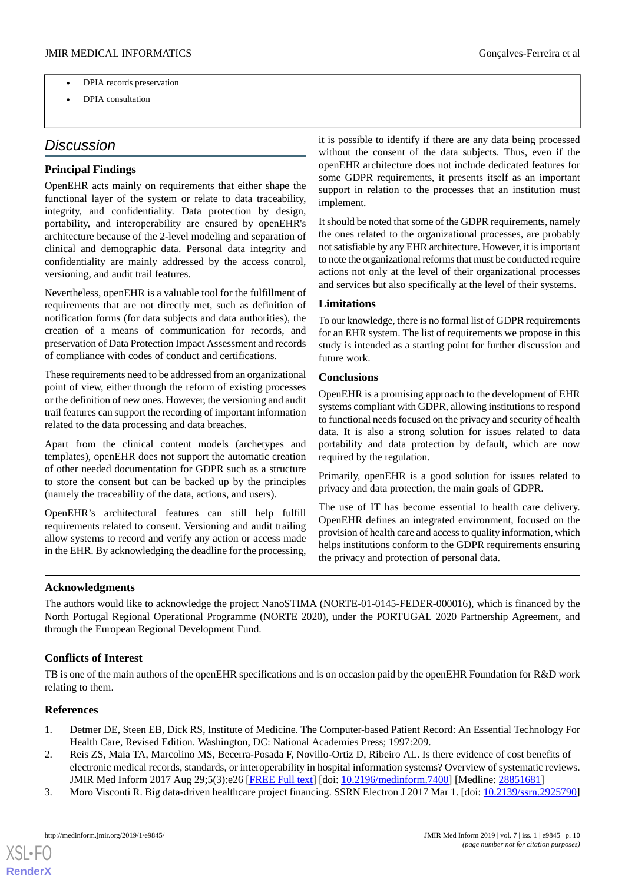- DPIA records preservation
- DPIA consultation

## Discussion

### Principal Findings

OpenEHR acts mainly on requirements that either shape the functional layer of the system or relate to data traceability, integrity, and confidentiality. Data protection by design, portability, and interoperability are ensured by openEHR's architecture because of the 2-level modeling and separation of clinical and demographic data. Personal data integrity and confidentiality are mainly addressed by the access control, versioning, and audit trail features.

Nevertheless, openEHR is a valuable tool for the fulfillment of requirements that are not directly met, such as definition of notification forms (for data subjects and data authorities), the creation of a means of communication for records, and preservation of Data Protection Impact Assessment and records of compliance with codes of conduct and certifications.

These requirements need to be addressed from an organizational point of view, either through the reform of existing processes or the definition of new ones. However, the versioning and audit trail features can support the recording of important information related to the data processing and data breaches.

Apart from the clinical content models (archetypes and templates), openEHR does not support the automatic creation of other needed documentation for GDPR such as a structure to store the consent but can be backed up by the principles (namely the traceability of the data, actions, and users).

OpenEHR's architectural features can still help fulfill requirements related to consent. Versioning and audit trailing allow systems to record and verify any action or access made in the EHR. By acknowledging the deadline for the processing, it is possible to identify if there are any data being processed without the consent of the data subjects. Thus, even if the openEHR architecture does not include dedicated features for some GDPR requirements, it presents itself as an important support in relation to the processes that an institution must implement.

It should be noted that some of the GDPR requirements, namely the ones related to the organizational processes, are probably not satisfiable by any EHR architecture. However, it is important to note the organizational reforms that must be conducted require actions not only at the level of their organizational processes and services but also specifically at the level of their systems.

### Limitations

To our knowledge, there is no formal list of GDPR requirements for an EHR system. The list of requirements we propose in this study is intended as a starting point for further discussion and future work.

### Conclusions

OpenEHR is a promising approach to the development of EHR systems compliant with GDPR, allowing institutions to respond to functional needs focused on the privacy and security of health data. It is also a strong solution for issues related to data portability and data protection by default, which are now required by the regulation.

Primarily, openEHR is a good solution for issues related to privacy and data protection, the main goals of GDPR.

The use of IT has become essential to health care delivery. OpenEHR defines an integrated environment, focused on the provision of health care and access to quality information, which helps institutions conform to the GDPR requirements ensuring the privacy and protection of personal data.

### Acknowledgments

The authors would like to acknowledge the project NanoSTIMA (NORTE-01-0145-FEDER-000016), which is financed by the North Portugal Regional Operational Programme (NORTE 2020), under the PORTUGAL 2020 Partnership Agreement, and through the European Regional Development Fund.

### Conflicts of Interest

TB is one of the main authors of the openEHR specifications and is on occasion paid by the openEHR Foundation for R&D work relating to them.

### References

1. Detmer DE, Steen EB, Dick RS, Institute of Medicine. The Computer-based Patient Record: An Essential Technology For Health Care, Revised Edition. Washington, DC: National Academies Press; 1997:209.
2. Reis ZS, Maia TA, Marcolino MS, Becerra-Posada F, Novillo-Ortiz D, Ribeiro AL. Is there evidence of cost benefits of electronic medical records, standards, or interoperability in hospital information systems? Overview of systematic reviews. JMIR Med Inform 2017 Aug 29;5(3):e26 [FREE Full text] [doi: 10.2196/medinform.7400] [Medline: 28851681]
3. Moro Visconti R. Big data-driven healthcare project financing. SSRN Electron J 2017 Mar 1. [doi: 10.2139/ssrn.2925790]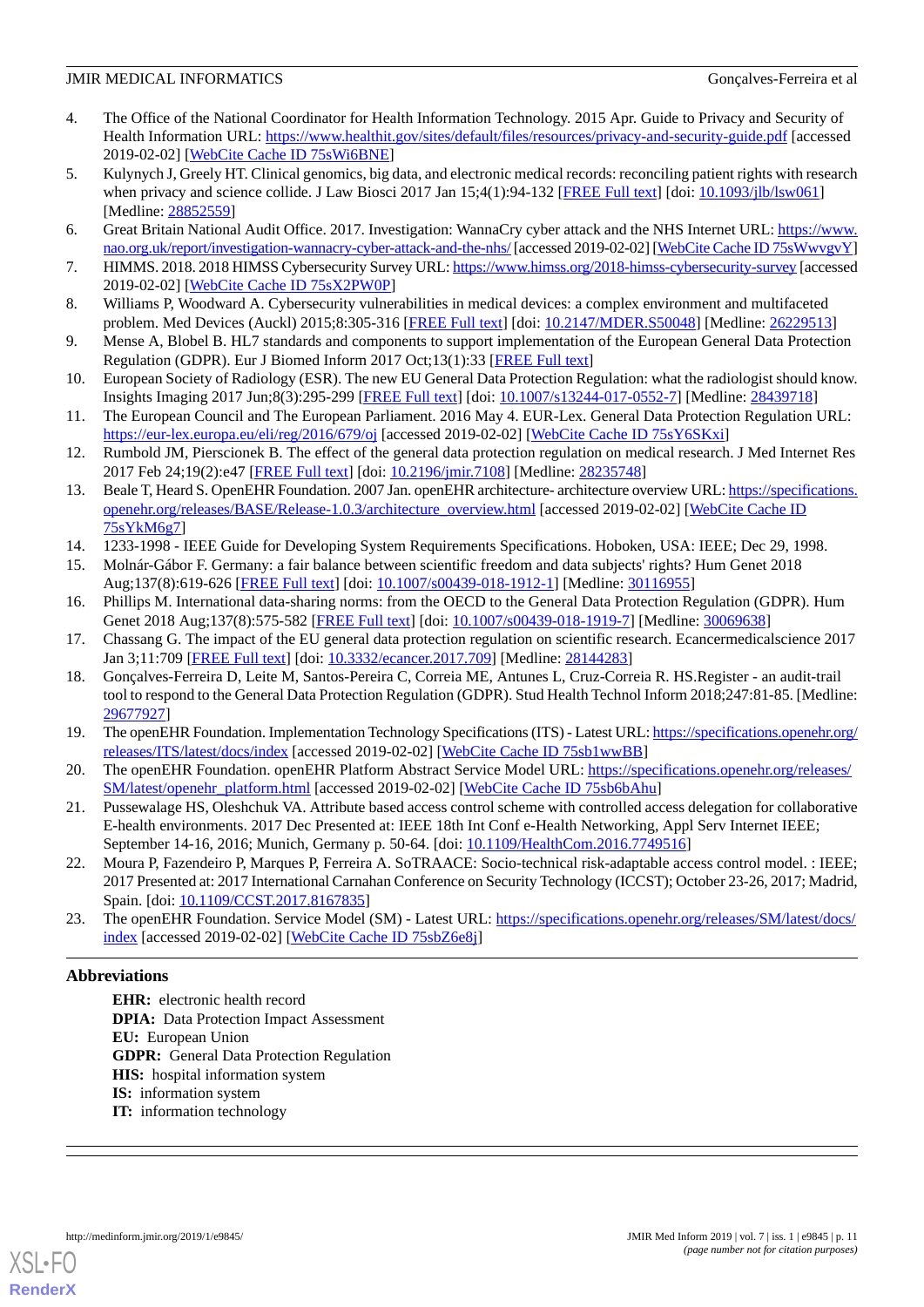4. The Office of the National Coordinator for Health Information Technology. 2015 Apr. Guide to Privacy and Security of Health Information URL: https://www.healthit.gov/sites/default/files/resources/privacy-and-security-guide.pdf [accessed 2019-02-02] [WebCite Cache ID 75sWi6BNE]
5. Kulynych J, Greely HT. Clinical genomics, big data, and electronic medical records: reconciling patient rights with research when privacy and science collide. J Law Biosci 2017 Jan 15;4(1):94-132 [FREE Full text] [doi: 10.1093/jlb/lsw061] [Medline: 28852559]
6. Great Britain National Audit Office. 2017. Investigation: WannaCry cyber attack and the NHS Internet URL: https://www.nao.org.uk/report/investigation-wannacry-cyber-attack-and-the-nhs/ [accessed 2019-02-02] [WebCite Cache ID 75sWwvgvY]
7. HIMMS. 2018. 2018 HIMSS Cybersecurity Survey URL: https://www.himss.org/2018-himss-cybersecurity-survey [accessed 2019-02-02] [WebCite Cache ID 75sX2PW0P]
8. Williams P, Woodward A. Cybersecurity vulnerabilities in medical devices: a complex environment and multifaceted problem. Med Devices (Auckl) 2015;8:305-316 [FREE Full text] [doi: 10.2147/MDER.S50048] [Medline: 26229513]
9. Mense A, Blobel B. HL7 standards and components to support implementation of the European General Data Protection Regulation (GDPR). Eur J Biomed Inform 2017 Oct;13(1):33 [FREE Full text]
10. European Society of Radiology (ESR). The new EU General Data Protection Regulation: what the radiologist should know. Insights Imaging 2017 Jun;8(3):295-299 [FREE Full text] [doi: 10.1007/s13244-017-0552-7] [Medline: 28439718]
11. The European Council and The European Parliament. 2016 May 4. EUR-Lex. General Data Protection Regulation URL: https://eur-lex.europa.eu/eli/reg/2016/679/oj [accessed 2019-02-02] [WebCite Cache ID 75sY6SKxi]
12. Rumbold JM, Pierscionek B. The effect of the general data protection regulation on medical research. J Med Internet Res 2017 Feb 24;19(2):e47 [FREE Full text] [doi: 10.2196/jmir.7108] [Medline: 28235748]
13. Beale T, Heard S. OpenEHR Foundation. 2007 Jan. openEHR architecture- architecture overview URL: https://specifications.openehr.org/releases/BASE/Release-1.0.3/architecture_overview.html [accessed 2019-02-02] [WebCite Cache ID 75sYkM6g7]
14. 1233-1998 - IEEE Guide for Developing System Requirements Specifications. Hoboken, USA: IEEE; Dec 29, 1998.
15. Molnár-Gábor F. Germany: a fair balance between scientific freedom and data subjects' rights? Hum Genet 2018 Aug;137(8):619-626 [FREE Full text] [doi: 10.1007/s00439-018-1912-1] [Medline: 30116955]
16. Phillips M. International data-sharing norms: from the OECD to the General Data Protection Regulation (GDPR). Hum Genet 2018 Aug;137(8):575-582 [FREE Full text] [doi: 10.1007/s00439-018-1919-7] [Medline: 30069638]
17. Chassang G. The impact of the EU general data protection regulation on scientific research. Ecancermedicalscience 2017 Jan 3;11:709 [FREE Full text] [doi: 10.3332/ecancer.2017.709] [Medline: 28144283]
18. Gonçalves-Ferreira D, Leite M, Santos-Pereira C, Correia ME, Antunes L, Cruz-Correia R. HS.Register - an audit-trail tool to respond to the General Data Protection Regulation (GDPR). Stud Health Technol Inform 2018;247:81-85. [Medline: 29677927]
19. The openEHR Foundation. Implementation Technology Specifications (ITS) - Latest URL: https://specifications.openehr.org/releases/ITS/latest/docs/index [accessed 2019-02-02] [WebCite Cache ID 75sb1wwBB]
20. The openEHR Foundation. openEHR Platform Abstract Service Model URL: https://specifications.openehr.org/releases/SM/latest/openehr_platform.html [accessed 2019-02-02] [WebCite Cache ID 75sb6bAhu]
21. Pussewalage HS, Oleshchuk VA. Attribute based access control scheme with controlled access delegation for collaborative E-health environments. 2017 Dec Presented at: IEEE 18th Int Conf e-Health Networking, Appl Serv Internet IEEE; September 14-16, 2016; Munich, Germany p. 50-64. [doi: 10.1109/HealthCom.2016.7749516]
22. Moura P, Fazendeiro P, Marques P, Ferreira A. SoTRAACE: Socio-technical risk-adaptable access control model. : IEEE; 2017 Presented at: 2017 International Carnahan Conference on Security Technology (ICCST); October 23-26, 2017; Madrid, Spain. [doi: 10.1109/CCST.2017.8167835]
23. The openEHR Foundation. Service Model (SM) - Latest URL: https://specifications.openehr.org/releases/SM/latest/docs/index [accessed 2019-02-02] [WebCite Cache ID 75sbZ6e8j]

## Abbreviations

**EHR:** electronic health record
**DPIA:** Data Protection Impact Assessment
**EU:** European Union
**GDPR:** General Data Protection Regulation
**HIS:** hospital information system
**IS:** information system
**IT:** information technology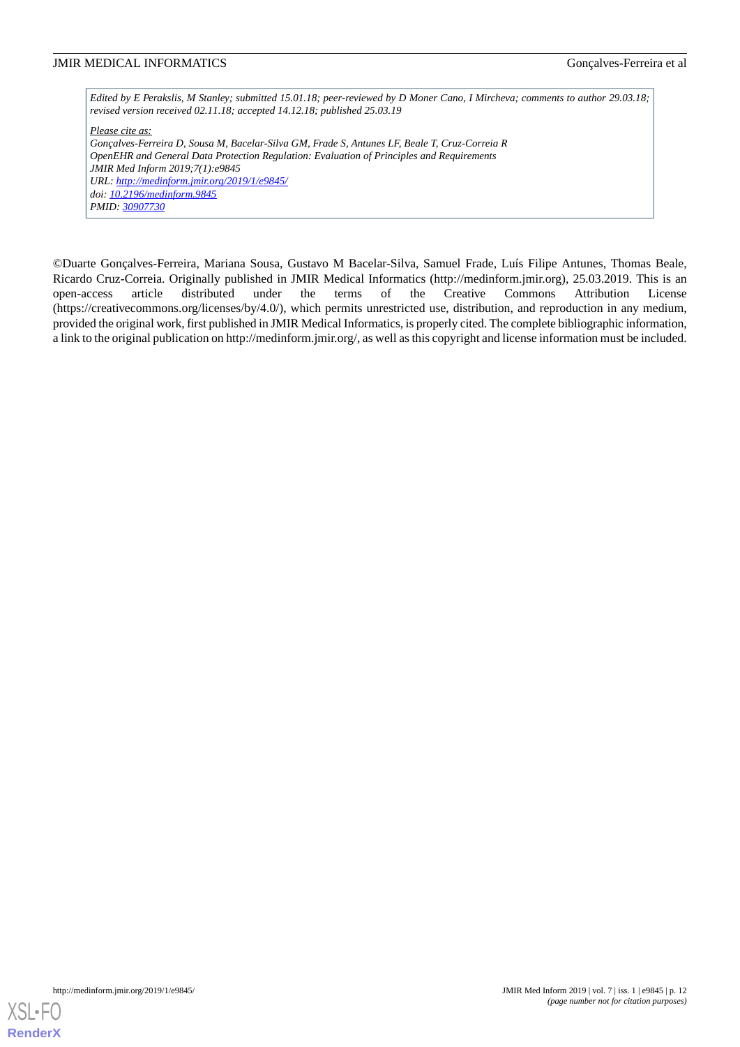*Edited by E Perakslis, M Stanley; submitted 15.01.18; peer-reviewed by D Moner Cano, I Mircheva; comments to author 29.03.18; revised version received 02.11.18; accepted 14.12.18; published 25.03.19*

*Please cite as:*
*Gonçalves-Ferreira D, Sousa M, Bacelar-Silva GM, Frade S, Antunes LF, Beale T, Cruz-Correia R*
*OpenEHR and General Data Protection Regulation: Evaluation of Principles and Requirements*
*JMIR Med Inform 2019;7(1):e9845*
*URL: http://medinform.jmir.org/2019/1/e9845/*
*doi: 10.2196/medinform.9845*
*PMID: 30907730*

©Duarte Gonçalves-Ferreira, Mariana Sousa, Gustavo M Bacelar-Silva, Samuel Frade, Luís Filipe Antunes, Thomas Beale, Ricardo Cruz-Correia. Originally published in JMIR Medical Informatics (http://medinform.jmir.org), 25.03.2019. This is an open-access article distributed under the terms of the Creative Commons Attribution License (https://creativecommons.org/licenses/by/4.0/), which permits unrestricted use, distribution, and reproduction in any medium, provided the original work, first published in JMIR Medical Informatics, is properly cited. The complete bibliographic information, a link to the original publication on http://medinform.jmir.org/, as well as this copyright and license information must be included.